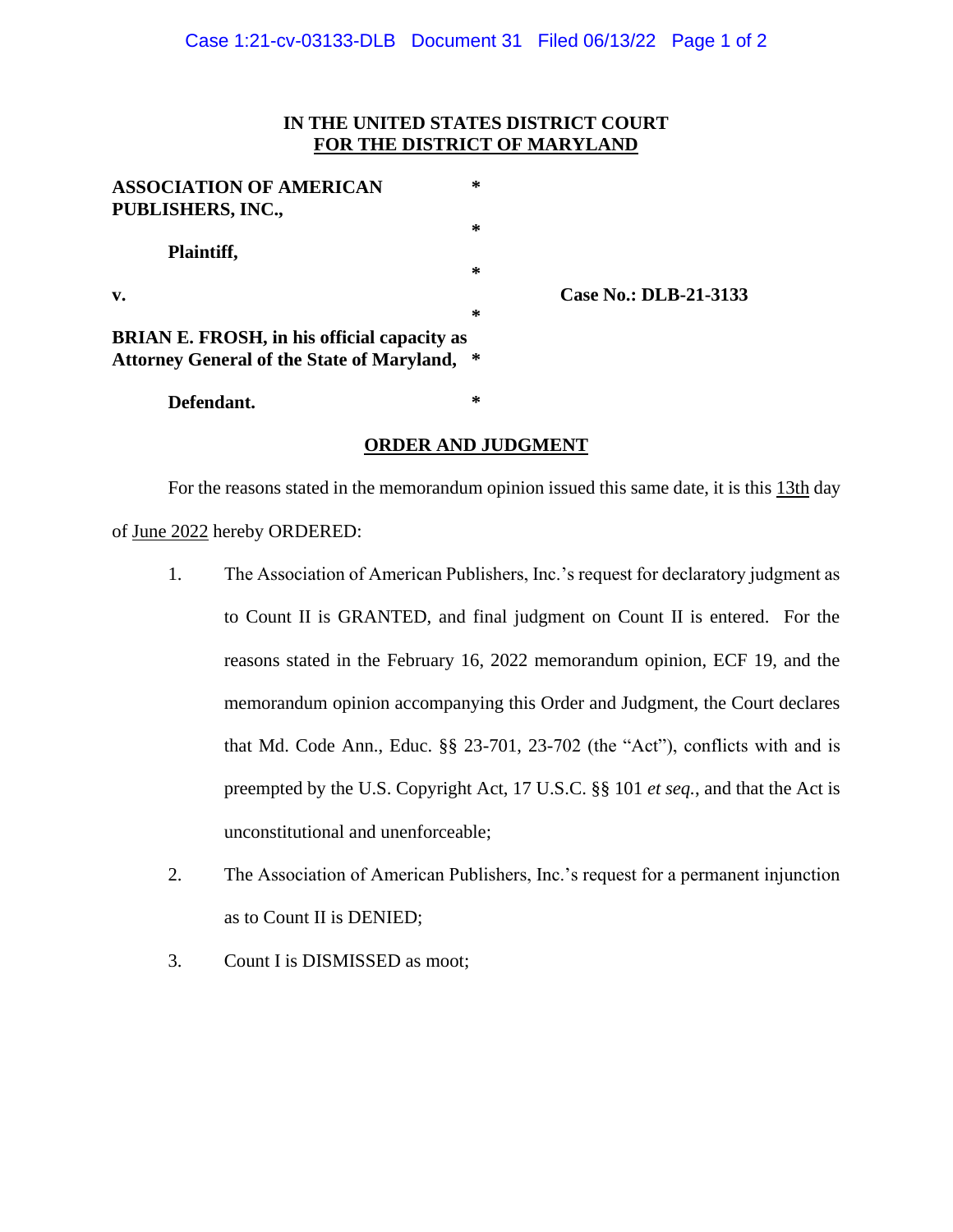**IN THE UNITED STATES DISTRICT COURT**
**FOR THE DISTRICT OF MARYLAND**

**ASSOCIATION OF AMERICAN PUBLISHERS, INC.,** *

**Plaintiff,** *

**v.** * **Case No.: DLB-21-3133**

**BRIAN E. FROSH, in his official capacity as Attorney General of the State of Maryland,** *

**Defendant.** *

**ORDER AND JUDGMENT**

For the reasons stated in the memorandum opinion issued this same date, it is this 13th day of June 2022 hereby ORDERED:

1. The Association of American Publishers, Inc.'s request for declaratory judgment as to Count II is GRANTED, and final judgment on Count II is entered. For the reasons stated in the February 16, 2022 memorandum opinion, ECF 19, and the memorandum opinion accompanying this Order and Judgment, the Court declares that Md. Code Ann., Educ. §§ 23-701, 23-702 (the "Act"), conflicts with and is preempted by the U.S. Copyright Act, 17 U.S.C. §§ 101 *et seq.*, and that the Act is unconstitutional and unenforceable;

2. The Association of American Publishers, Inc.'s request for a permanent injunction as to Count II is DENIED;

3. Count I is DISMISSED as moot;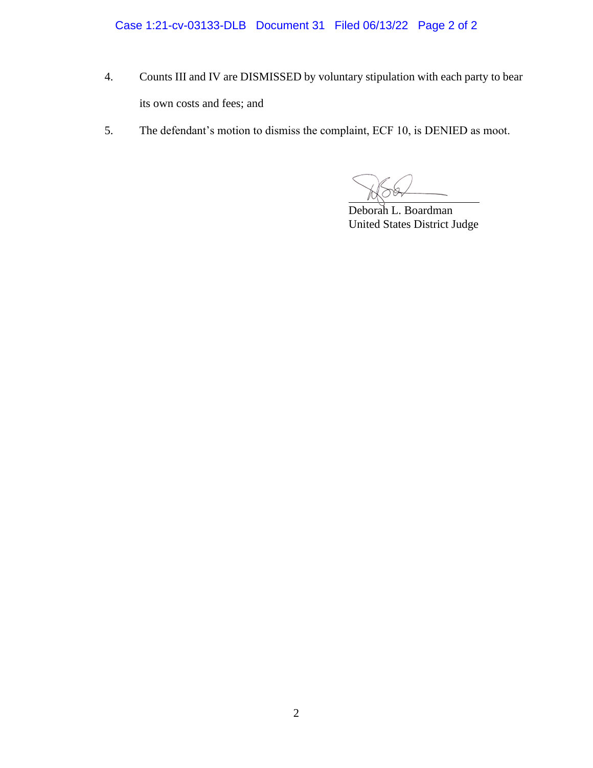4. Counts III and IV are DISMISSED by voluntary stipulation with each party to bear its own costs and fees; and

5. The defendant's motion to dismiss the complaint, ECF 10, is DENIED as moot.

Deborah L. Boardman
United States District Judge